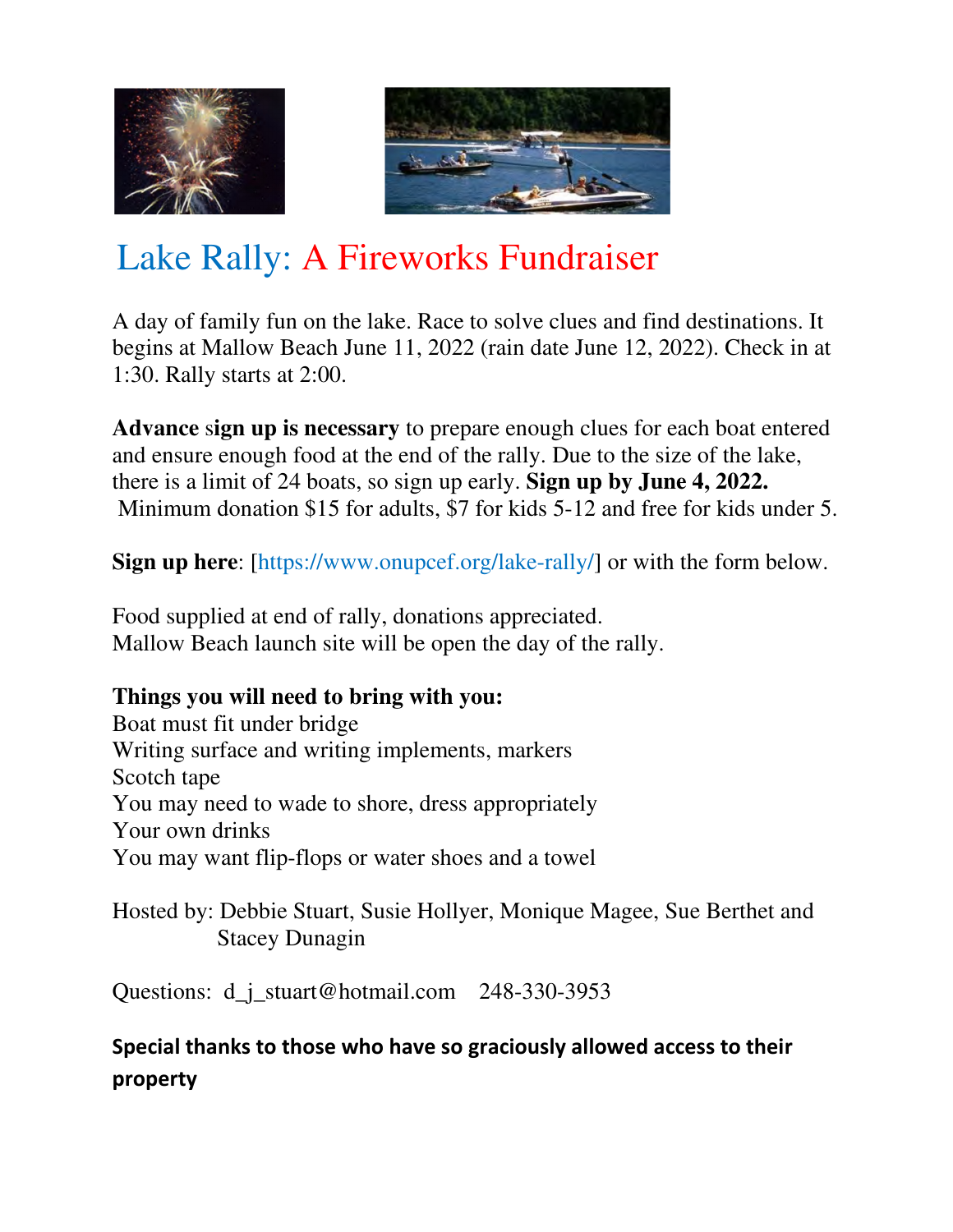# Lake Rally: A Fireworks Fundraiser

A day of family fun on the lake. Race to solve clues and find destinations. It begins at Mallow Beach June 11, 2022 (rain date June 12, 2022). Check in at 1:30. Rally starts at 2:00.

**Advance sign up is necessary** to prepare enough clues for each boat entered and ensure enough food at the end of the rally. Due to the size of the lake, there is a limit of 24 boats, so sign up early. **Sign up by June 4, 2022.** Minimum donation $15 for adults, $7 for kids 5-12 and free for kids under 5.

**Sign up here**: [https://www.onupcef.org/lake-rally/] or with the form below.

Food supplied at end of rally, donations appreciated.
Mallow Beach launch site will be open the day of the rally.

**Things you will need to bring with you:**
Boat must fit under bridge
Writing surface and writing implements, markers
Scotch tape
You may need to wade to shore, dress appropriately
Your own drinks
You may want flip-flops or water shoes and a towel

Hosted by: Debbie Stuart, Susie Hollyer, Monique Magee, Sue Berthet and Stacey Dunagin

Questions: d_j_stuart@hotmail.com 248-330-3953

**Special thanks to those who have so graciously allowed access to their property**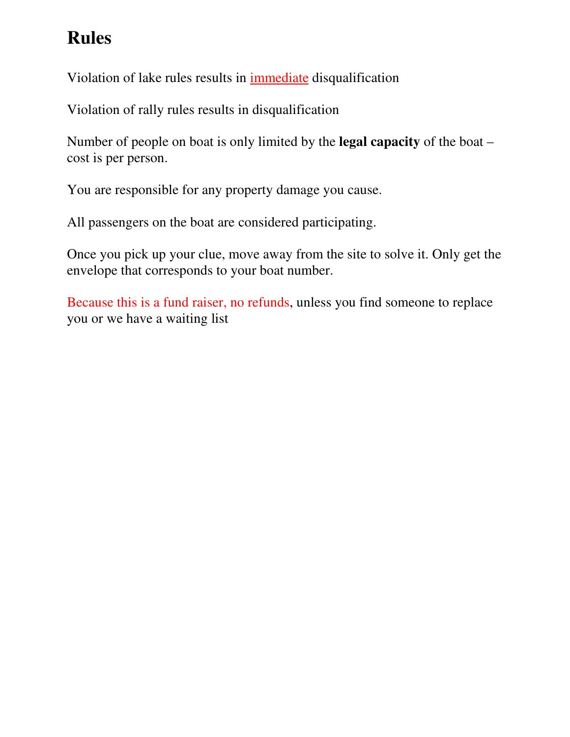# Rules

Violation of lake rules results in immediate disqualification

Violation of rally rules results in disqualification

Number of people on boat is only limited by the **legal capacity** of the boat – cost is per person.

You are responsible for any property damage you cause.

All passengers on the boat are considered participating.

Once you pick up your clue, move away from the site to solve it. Only get the envelope that corresponds to your boat number.

Because this is a fund raiser, no refunds, unless you find someone to replace you or we have a waiting list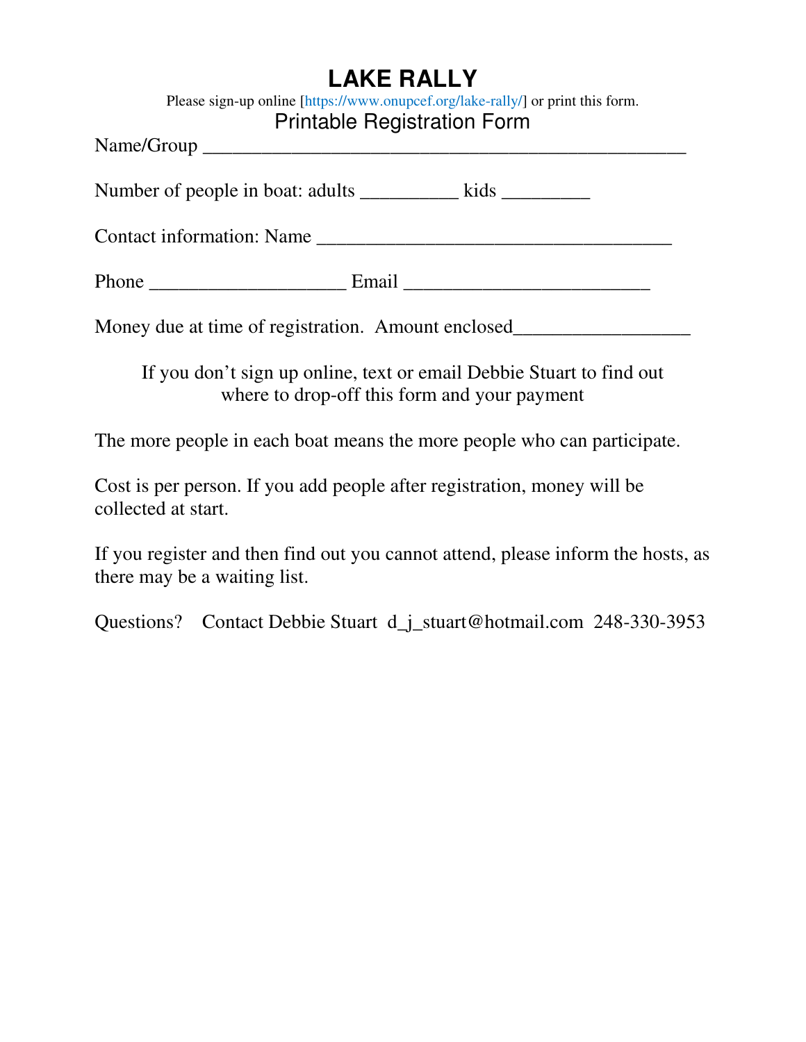# LAKE RALLY

Please sign-up online [https://www.onupcef.org/lake-rally/] or print this form.

## Printable Registration Form

Name/Group ______________________________________________

Number of people in boat: adults __________ kids _________

Contact information: Name ____________________________________

Phone ____________________ Email _________________________

Money due at time of registration.  Amount enclosed__________________

If you don't sign up online, text or email Debbie Stuart to find out where to drop-off this form and your payment

The more people in each boat means the more people who can participate.

Cost is per person. If you add people after registration, money will be collected at start.

If you register and then find out you cannot attend, please inform the hosts, as there may be a waiting list.

Questions?    Contact Debbie Stuart  d_j_stuart@hotmail.com  248-330-3953